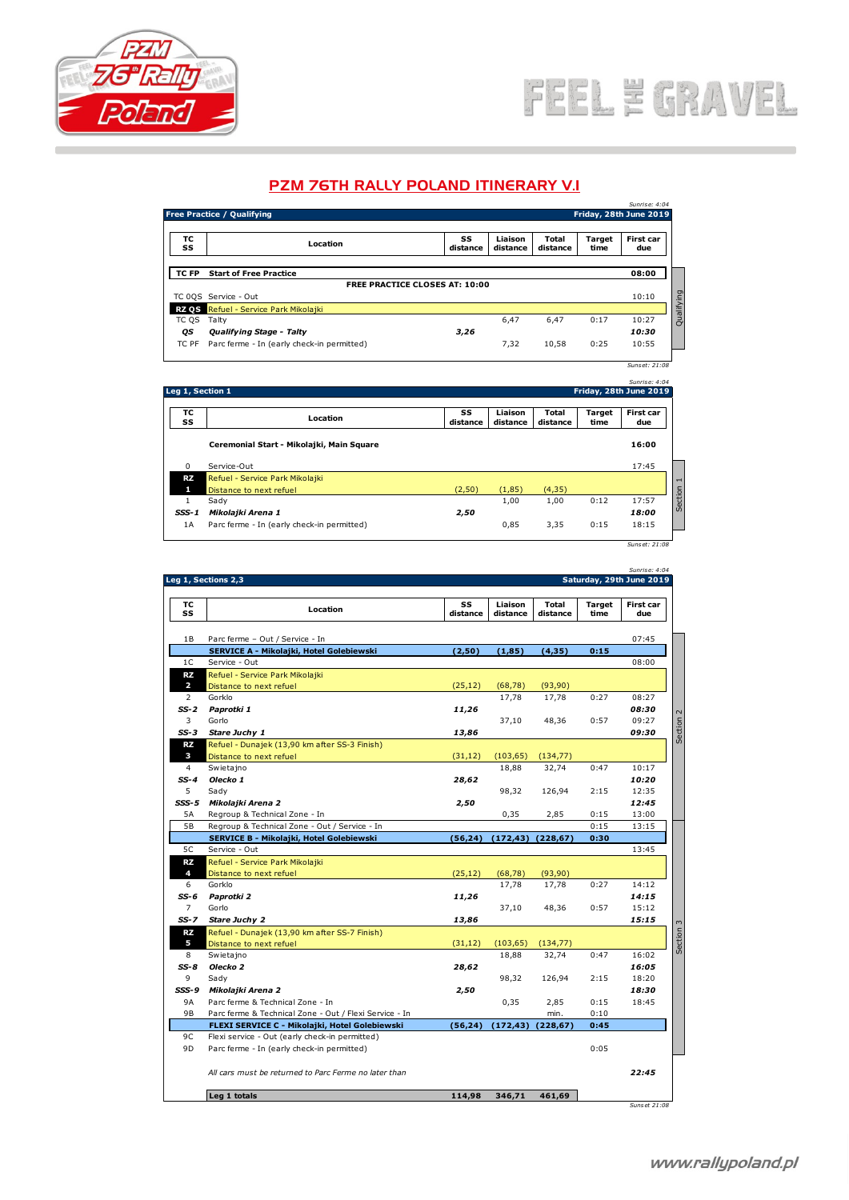# PZM 76TH RALLY POLAND ITINERARY V.I

**Free Practice / Qualifying** — **Friday, 28th June 2019**

*Sunrise: 4:04*

| TC SS | Location | SS distance | Liaison distance | Total distance | Target time | First car due |
|---|---|---|---|---|---|---|
| **TC FP** | **Start of Free Practice** | | | | | **08:00** |
| | **FREE PRACTICE CLOSES AT: 10:00** | | | | | |
| TC 0QS | Service - Out | | | | | 10:10 |
| **RZ QS** | Refuel - Service Park Mikolajki | | | | | |
| TC QS | Talty | | 6,47 | 6,47 | 0:17 | 10:27 |
| ***QS*** | ***Qualifying Stage - Talty*** | ***3,26*** | | | | ***10:30*** |
| TC PF | Parc ferme - In (early check-in permitted) | | 7,32 | 10,58 | 0:25 | 10:55 |

Qualifying

*Sunset: 21:08*

**Leg 1, Section 1** — **Friday, 28th June 2019**

*Sunrise: 4:04*

| TC SS | Location | SS distance | Liaison distance | Total distance | Target time | First car due |
|---|---|---|---|---|---|---|
| | **Ceremonial Start - Mikolajki, Main Square** | | | | | **16:00** |
| 0 | Service-Out | | | | | 17:45 |
| **RZ 1** | Refuel - Service Park Mikolajki / Distance to next refuel | (2,50) | (1,85) | (4,35) | | |
| 1 | Sady | | 1,00 | 1,00 | 0:12 | 17:57 |
| ***SSS-1*** | ***Mikolajki Arena 1*** | ***2,50*** | | | | ***18:00*** |
| 1A | Parc ferme - In (early check-in permitted) | | 0,85 | 3,35 | 0:15 | 18:15 |

Section 1

*Sunset: 21:08*

**Leg 1, Sections 2,3** — **Saturday, 29th June 2019**

*Sunrise: 4:04*

| TC SS | Location | SS distance | Liaison distance | Total distance | Target time | First car due |
|---|---|---|---|---|---|---|
| 1B | Parc ferme – Out / Service - In | | | | | 07:45 |
| | **SERVICE A - Mikolajki, Hotel Golebiewski** | **(2,50)** | **(1,85)** | **(4,35)** | **0:15** | |
| 1C | Service - Out | | | | | 08:00 |
| **RZ 2** | Refuel - Service Park Mikolajki / Distance to next refuel | (25,12) | (68,78) | (93,90) | | |
| 2 | Gorklo | | 17,78 | 17,78 | 0:27 | 08:27 |
| ***SS-2*** | ***Paprotki 1*** | ***11,26*** | | | | ***08:30*** |
| 3 | Gorlo | | 37,10 | 48,36 | 0:57 | 09:27 |
| ***SS-3*** | ***Stare Juchy 1*** | ***13,86*** | | | | ***09:30*** |
| **RZ 3** | Refuel - Dunajek (13,90 km after SS-3 Finish) / Distance to next refuel | (31,12) | (103,65) | (134,77) | | |
| 4 | Swietajno | | 18,88 | 32,74 | 0:47 | 10:17 |
| ***SS-4*** | ***Olecko 1*** | ***28,62*** | | | | ***10:20*** |
| 5 | Sady | | 98,32 | 126,94 | 2:15 | 12:35 |
| ***SSS-5*** | ***Mikolajki Arena 2*** | ***2,50*** | | | | ***12:45*** |
| 5A | Regroup & Technical Zone - In | | 0,35 | 2,85 | 0:15 | 13:00 |
| 5B | Regroup & Technical Zone - Out / Service - In | | | | 0:15 | 13:15 |
| | **SERVICE B - Mikolajki, Hotel Golebiewski** | **(56,24)** | **(172,43)** | **(228,67)** | **0:30** | |
| 5C | Service - Out | | | | | 13:45 |
| **RZ 4** | Refuel - Service Park Mikolajki / Distance to next refuel | (25,12) | (68,78) | (93,90) | | |
| 6 | Gorklo | | 17,78 | 17,78 | 0:27 | 14:12 |
| ***SS-6*** | ***Paprotki 2*** | ***11,26*** | | | | ***14:15*** |
| 7 | Gorlo | | 37,10 | 48,36 | 0:57 | 15:12 |
| ***SS-7*** | ***Stare Juchy 2*** | ***13,86*** | | | | ***15:15*** |
| **RZ 5** | Refuel - Dunajek (13,90 km after SS-7 Finish) / Distance to next refuel | (31,12) | (103,65) | (134,77) | | |
| 8 | Swietajno | | 18,88 | 32,74 | 0:47 | 16:02 |
| ***SS-8*** | ***Olecko 2*** | ***28,62*** | | | | ***16:05*** |
| 9 | Sady | | 98,32 | 126,94 | 2:15 | 18:20 |
| ***SSS-9*** | ***Mikolajki Arena 2*** | ***2,50*** | | | | ***18:30*** |
| 9A | Parc ferme & Technical Zone - In | | 0,35 | 2,85 | 0:15 | 18:45 |
| 9B | Parc ferme & Technical Zone - Out / Flexi Service - In | | | min. | 0:10 | |
| | **FLEXI SERVICE C - Mikolajki, Hotel Golebiewski** | **(56,24)** | **(172,43)** | **(228,67)** | **0:45** | |
| 9C | Flexi service - Out (early check-in permitted) | | | | | |
| 9D | Parc ferme - In (early check-in permitted) | | | | 0:05 | |
| | *All cars must be returned to Parc Ferme no later than* | | | | | ***22:45*** |
| | **Leg 1 totals** | **114,98** | **346,71** | **461,69** | | |

Section 2 / Section 3

*Sunset 21:08*

www.rallypoland.pl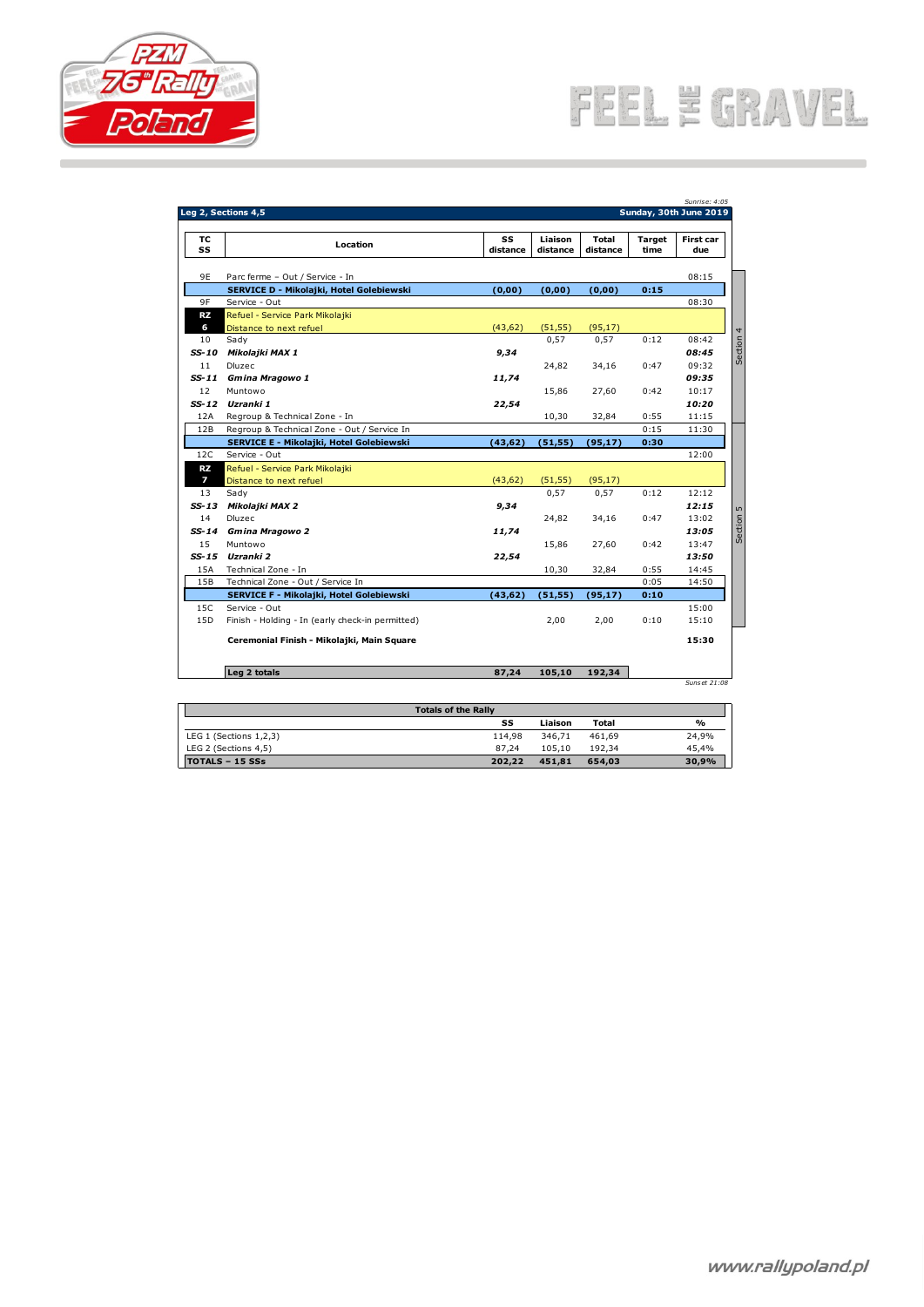Sunrise: 4:05

**Leg 2, Sections 4,5** — **Sunday, 30th June 2019**

| TC SS | Location | SS distance | Liaison distance | Total distance | Target time | First car due | |
|---|---|---|---|---|---|---|---|
| 9E | Parc ferme – Out / Service - In | | | | | 08:15 | |
| | **SERVICE D - Mikolajki, Hotel Golebiewski** | **(0,00)** | **(0,00)** | **(0,00)** | **0:15** | | |
| 9F | Service - Out | | | | | 08:30 | |
| **RZ 6** | Refuel - Service Park Mikolajki<br>Distance to next refuel | (43,62) | (51,55) | (95,17) | | | |
| 10 | Sady | | 0,57 | 0,57 | 0:12 | 08:42 | Section 4 |
| ***SS-10*** | ***Mikolajki MAX 1*** | ***9,34*** | | | | ***08:45*** | |
| 11 | Dluzec | | 24,82 | 34,16 | 0:47 | 09:32 | |
| ***SS-11*** | ***Gmina Mragowo 1*** | ***11,74*** | | | | ***09:35*** | |
| 12 | Muntowo | | 15,86 | 27,60 | 0:42 | 10:17 | |
| ***SS-12*** | ***Uzranki 1*** | ***22,54*** | | | | ***10:20*** | |
| 12A | Regroup & Technical Zone - In | | 10,30 | 32,84 | 0:55 | 11:15 | |
| 12B | Regroup & Technical Zone - Out / Service In | | | | 0:15 | 11:30 | |
| | **SERVICE E - Mikolajki, Hotel Golebiewski** | **(43,62)** | **(51,55)** | **(95,17)** | **0:30** | | |
| 12C | Service - Out | | | | | 12:00 | |
| **RZ 7** | Refuel - Service Park Mikolajki<br>Distance to next refuel | (43,62) | (51,55) | (95,17) | | | |
| 13 | Sady | | 0,57 | 0,57 | 0:12 | 12:12 | Section 5 |
| ***SS-13*** | ***Mikolajki MAX 2*** | ***9,34*** | | | | ***12:15*** | |
| 14 | Dluzec | | 24,82 | 34,16 | 0:47 | 13:02 | |
| ***SS-14*** | ***Gmina Mragowo 2*** | ***11,74*** | | | | ***13:05*** | |
| 15 | Muntowo | | 15,86 | 27,60 | 0:42 | 13:47 | |
| ***SS-15*** | ***Uzranki 2*** | ***22,54*** | | | | ***13:50*** | |
| 15A | Technical Zone - In | | 10,30 | 32,84 | 0:55 | 14:45 | |
| 15B | Technical Zone - Out / Service In | | | | 0:05 | 14:50 | |
| | **SERVICE F - Mikolajki, Hotel Golebiewski** | **(43,62)** | **(51,55)** | **(95,17)** | **0:10** | | |
| 15C | Service - Out | | | | | 15:00 | |
| 15D | Finish - Holding - In (early check-in permitted) | | 2,00 | 2,00 | 0:10 | 15:10 | |
| | **Ceremonial Finish - Mikolajki, Main Square** | | | | | **15:30** | |
| | **Leg 2 totals** | **87,24** | **105,10** | **192,34** | | | |

Sunset 21:08

**Totals of the Rally**

| | SS | Liaison | Total | % |
|---|---|---|---|---|
| LEG 1 (Sections 1,2,3) | 114,98 | 346,71 | 461,69 | 24,9% |
| LEG 2 (Sections 4,5) | 87,24 | 105,10 | 192,34 | 45,4% |
| **TOTALS – 15 SSs** | **202,22** | **451,81** | **654,03** | **30,9%** |

www.rallypoland.pl